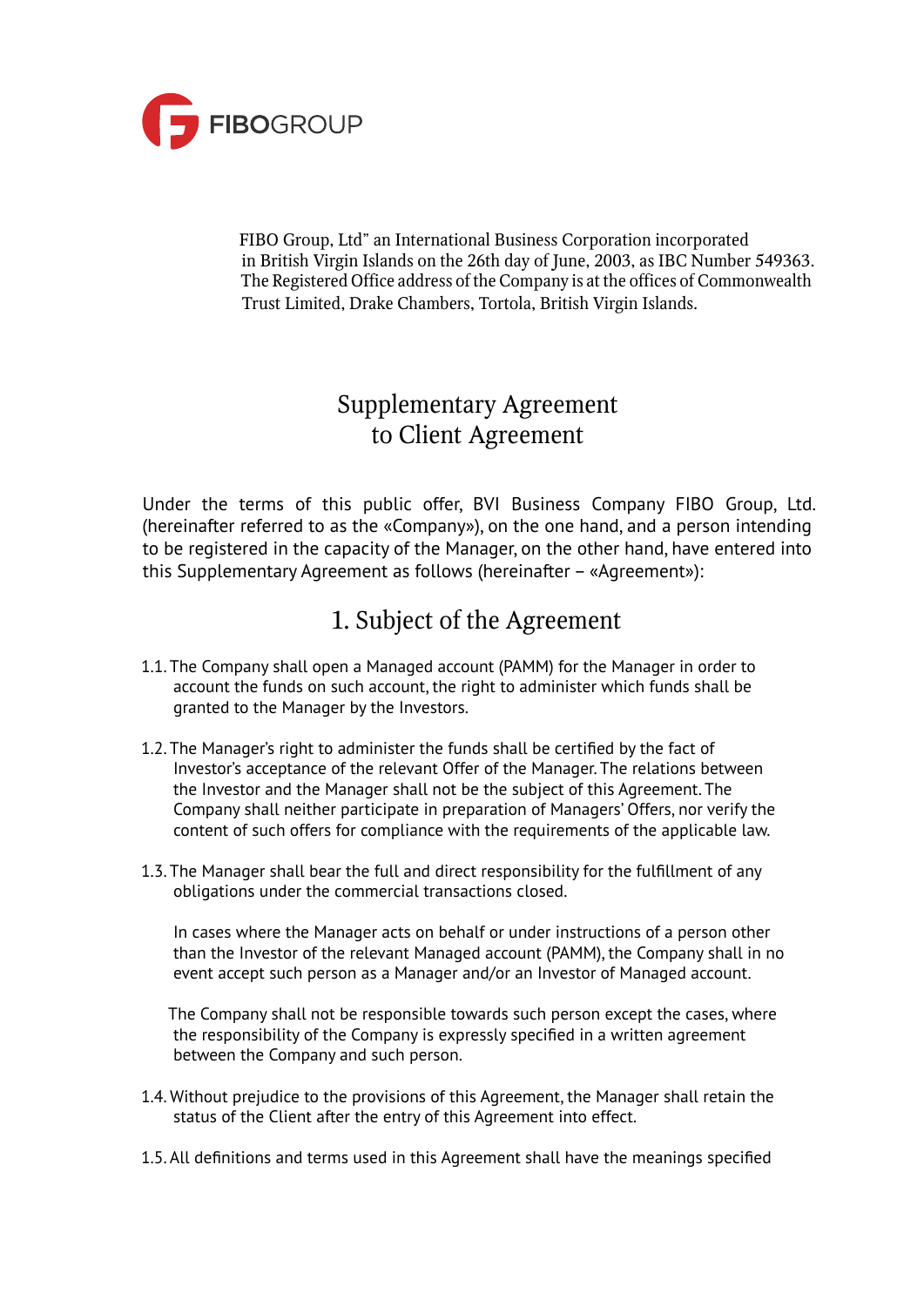FIBOGROUP

FIBO Group, Ltd" an International Business Corporation incorporated in British Virgin Islands on the 26th day of June, 2003, as IBC Number 549363. The Registered Office address of the Company is at the offices of Commonwealth Trust Limited, Drake Chambers, Tortola, British Virgin Islands.

# Supplementary Agreement to Client Agreement

Under the terms of this public offer, BVI Business Company FIBO Group, Ltd. (hereinafter referred to as the «Company»), on the one hand, and a person intending to be registered in the capacity of the Manager, on the other hand, have entered into this Supplementary Agreement as follows (hereinafter – «Agreement»):

## 1. Subject of the Agreement

1.1. The Company shall open a Managed account (PAMM) for the Manager in order to account the funds on such account, the right to administer which funds shall be granted to the Manager by the Investors.

1.2. The Manager's right to administer the funds shall be certified by the fact of Investor's acceptance of the relevant Offer of the Manager. The relations between the Investor and the Manager shall not be the subject of this Agreement. The Company shall neither participate in preparation of Managers' Offers, nor verify the content of such offers for compliance with the requirements of the applicable law.

1.3. The Manager shall bear the full and direct responsibility for the fulfillment of any obligations under the commercial transactions closed.

In cases where the Manager acts on behalf or under instructions of a person other than the Investor of the relevant Managed account (PAMM), the Company shall in no event accept such person as a Manager and/or an Investor of Managed account.

The Company shall not be responsible towards such person except the cases, where the responsibility of the Company is expressly specified in a written agreement between the Company and such person.

1.4. Without prejudice to the provisions of this Agreement, the Manager shall retain the status of the Client after the entry of this Agreement into effect.

1.5. All definitions and terms used in this Agreement shall have the meanings specified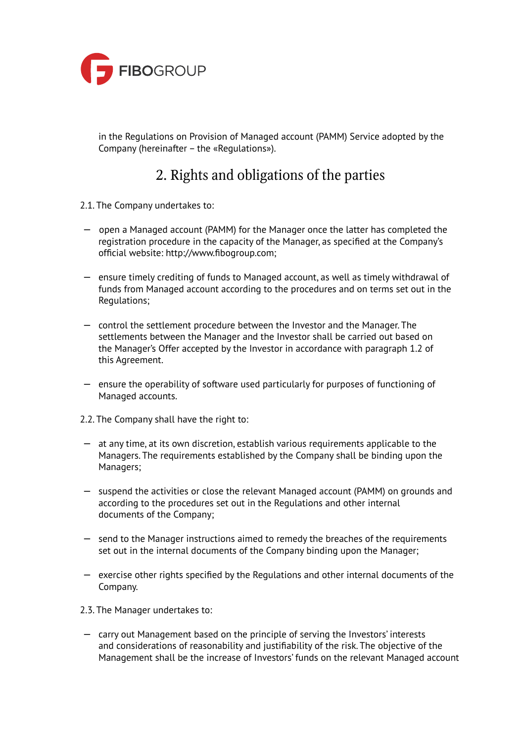in the Regulations on Provision of Managed account (PAMM) Service adopted by the Company (hereinafter – the «Regulations»).

## 2. Rights and obligations of the parties

2.1. The Company undertakes to:

- open a Managed account (PAMM) for the Manager once the latter has completed the registration procedure in the capacity of the Manager, as specified at the Company's official website: http://www.fibogroup.com;
- ensure timely crediting of funds to Managed account, as well as timely withdrawal of funds from Managed account according to the procedures and on terms set out in the Regulations;
- control the settlement procedure between the Investor and the Manager. The settlements between the Manager and the Investor shall be carried out based on the Manager's Offer accepted by the Investor in accordance with paragraph 1.2 of this Agreement.
- ensure the operability of software used particularly for purposes of functioning of Managed accounts.

2.2. The Company shall have the right to:

- at any time, at its own discretion, establish various requirements applicable to the Managers. The requirements established by the Company shall be binding upon the Managers;
- suspend the activities or close the relevant Managed account (PAMM) on grounds and according to the procedures set out in the Regulations and other internal documents of the Company;
- send to the Manager instructions aimed to remedy the breaches of the requirements set out in the internal documents of the Company binding upon the Manager;
- exercise other rights specified by the Regulations and other internal documents of the Company.

2.3. The Manager undertakes to:

- carry out Management based on the principle of serving the Investors' interests and considerations of reasonability and justifiability of the risk. The objective of the Management shall be the increase of Investors' funds on the relevant Managed account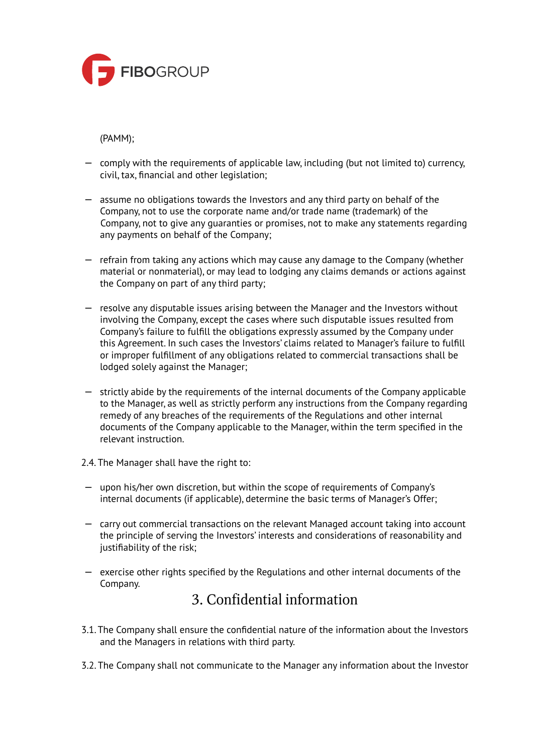(PAMM);

- comply with the requirements of applicable law, including (but not limited to) currency, civil, tax, financial and other legislation;
- assume no obligations towards the Investors and any third party on behalf of the Company, not to use the corporate name and/or trade name (trademark) of the Company, not to give any guaranties or promises, not to make any statements regarding any payments on behalf of the Company;
- refrain from taking any actions which may cause any damage to the Company (whether material or nonmaterial), or may lead to lodging any claims demands or actions against the Company on part of any third party;
- resolve any disputable issues arising between the Manager and the Investors without involving the Company, except the cases where such disputable issues resulted from Company's failure to fulfill the obligations expressly assumed by the Company under this Agreement. In such cases the Investors' claims related to Manager's failure to fulfill or improper fulfillment of any obligations related to commercial transactions shall be lodged solely against the Manager;
- strictly abide by the requirements of the internal documents of the Company applicable to the Manager, as well as strictly perform any instructions from the Company regarding remedy of any breaches of the requirements of the Regulations and other internal documents of the Company applicable to the Manager, within the term specified in the relevant instruction.

2.4. The Manager shall have the right to:

- upon his/her own discretion, but within the scope of requirements of Company's internal documents (if applicable), determine the basic terms of Manager's Offer;
- carry out commercial transactions on the relevant Managed account taking into account the principle of serving the Investors' interests and considerations of reasonability and justifiability of the risk;
- exercise other rights specified by the Regulations and other internal documents of the Company.

## 3. Confidential information

3.1. The Company shall ensure the confidential nature of the information about the Investors and the Managers in relations with third party.

3.2. The Company shall not communicate to the Manager any information about the Investor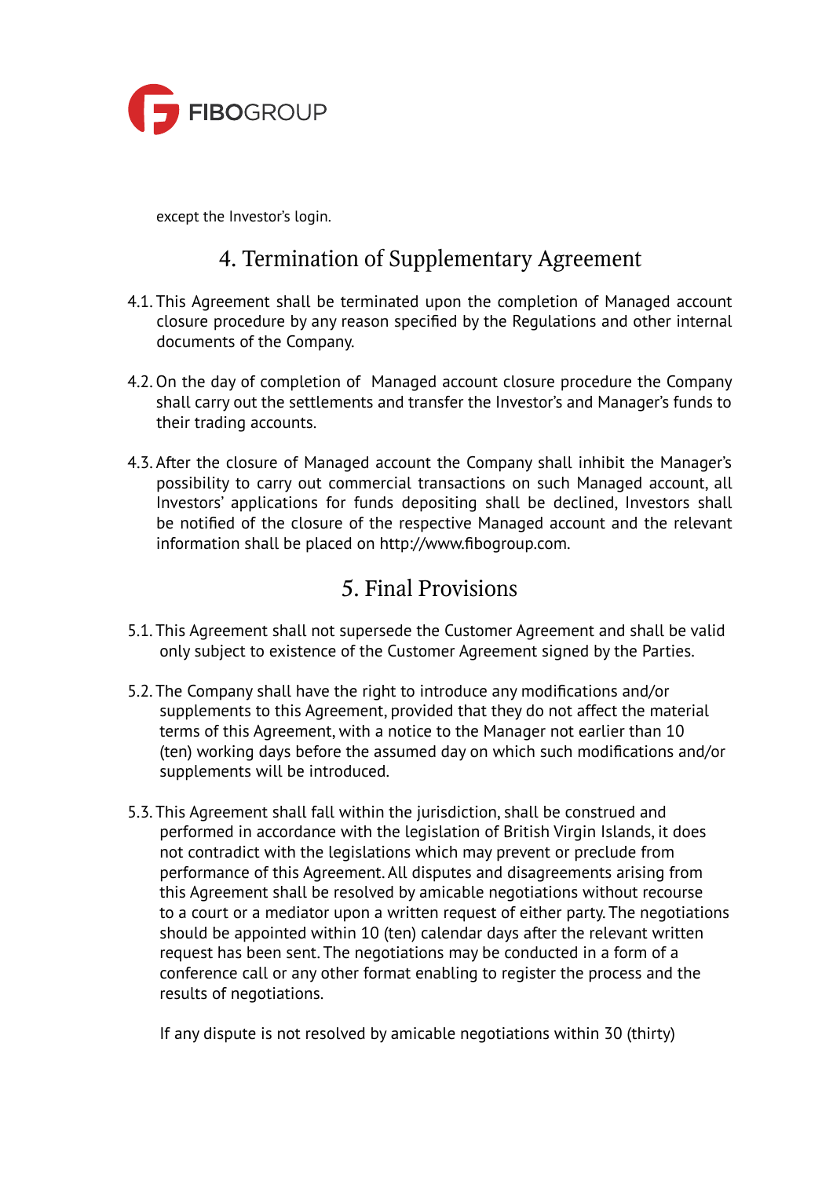except the Investor's login.

## 4. Termination of Supplementary Agreement

4.1. This Agreement shall be terminated upon the completion of Managed account closure procedure by any reason specified by the Regulations and other internal documents of the Company.

4.2. On the day of completion of Managed account closure procedure the Company shall carry out the settlements and transfer the Investor's and Manager's funds to their trading accounts.

4.3. After the closure of Managed account the Company shall inhibit the Manager's possibility to carry out commercial transactions on such Managed account, all Investors' applications for funds depositing shall be declined, Investors shall be notified of the closure of the respective Managed account and the relevant information shall be placed on http://www.fibogroup.com.

## 5. Final Provisions

5.1. This Agreement shall not supersede the Customer Agreement and shall be valid only subject to existence of the Customer Agreement signed by the Parties.

5.2. The Company shall have the right to introduce any modifications and/or supplements to this Agreement, provided that they do not affect the material terms of this Agreement, with a notice to the Manager not earlier than 10 (ten) working days before the assumed day on which such modifications and/or supplements will be introduced.

5.3. This Agreement shall fall within the jurisdiction, shall be construed and performed in accordance with the legislation of British Virgin Islands, it does not contradict with the legislations which may prevent or preclude from performance of this Agreement. All disputes and disagreements arising from this Agreement shall be resolved by amicable negotiations without recourse to a court or a mediator upon a written request of either party. The negotiations should be appointed within 10 (ten) calendar days after the relevant written request has been sent. The negotiations may be conducted in a form of a conference call or any other format enabling to register the process and the results of negotiations.

If any dispute is not resolved by amicable negotiations within 30 (thirty)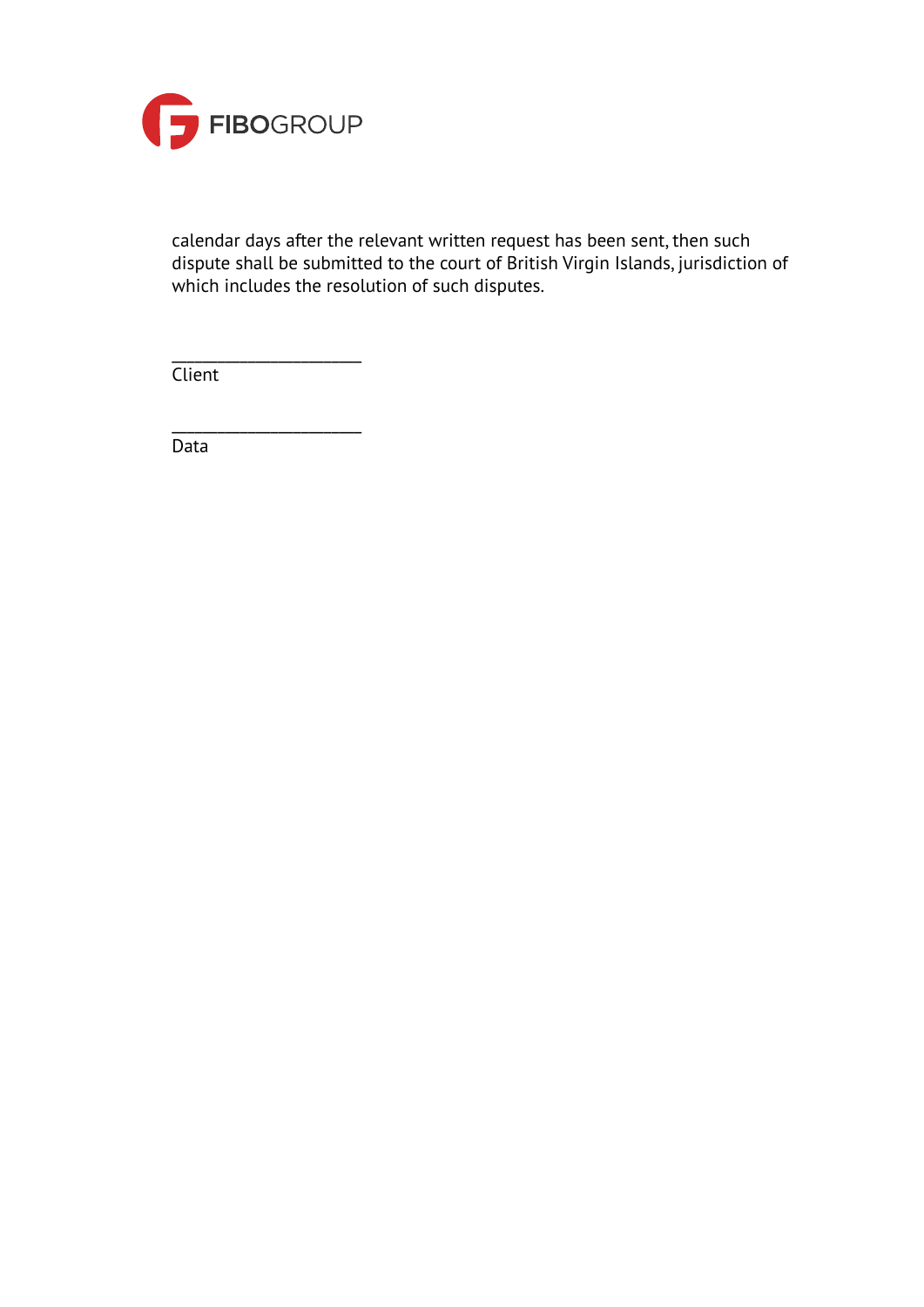calendar days after the relevant written request has been sent, then such dispute shall be submitted to the court of British Virgin Islands, jurisdiction of which includes the resolution of such disputes.

_____________________

Client

_____________________

Data